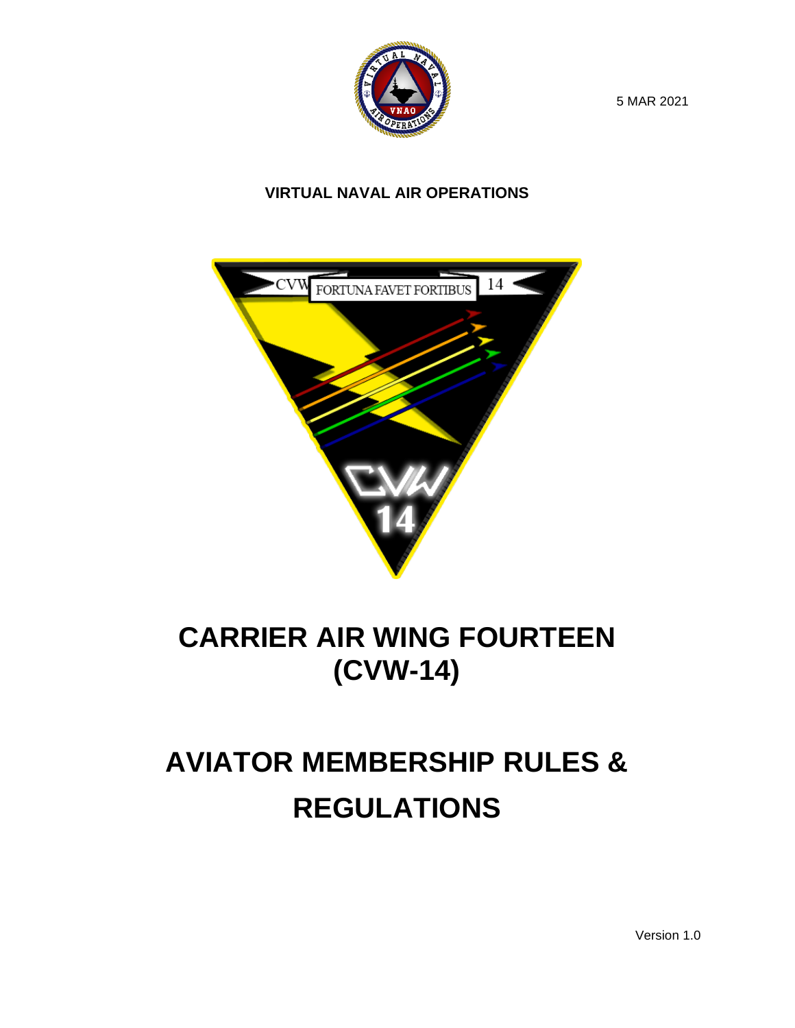5 MAR 2021

**VIRTUAL NAVAL AIR OPERATIONS**

# CARRIER AIR WING FOURTEEN (CVW-14)

# AVIATOR MEMBERSHIP RULES & REGULATIONS

Version 1.0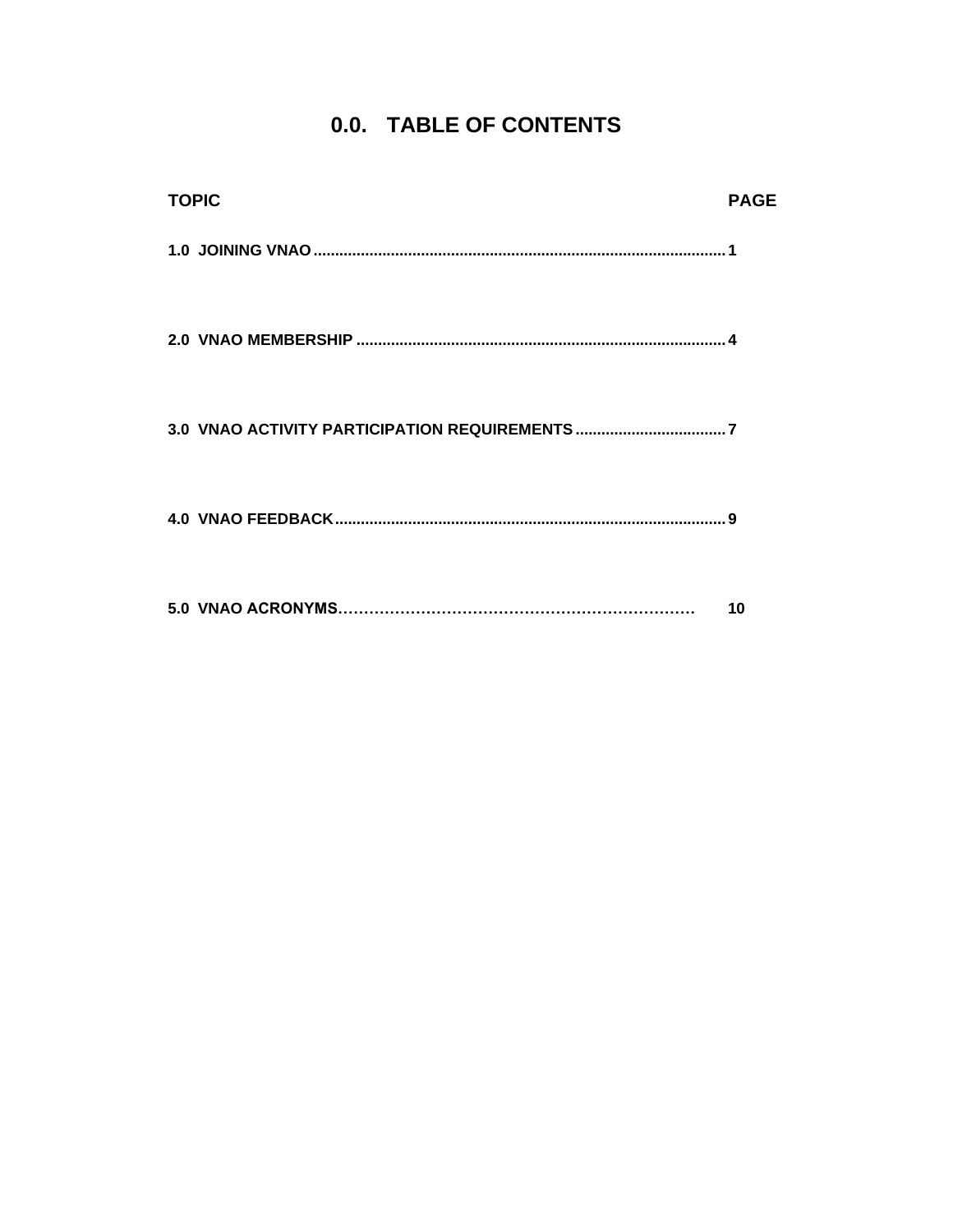# 0.0. TABLE OF CONTENTS

| TOPIC | PAGE |
| --- | --- |
| **1.0 JOINING VNAO** | **1** |
| **2.0 VNAO MEMBERSHIP** | **4** |
| **3.0 VNAO ACTIVITY PARTICIPATION REQUIREMENTS** | **7** |
| **4.0 VNAO FEEDBACK** | **9** |
| **5.0 VNAO ACRONYMS** | **10** |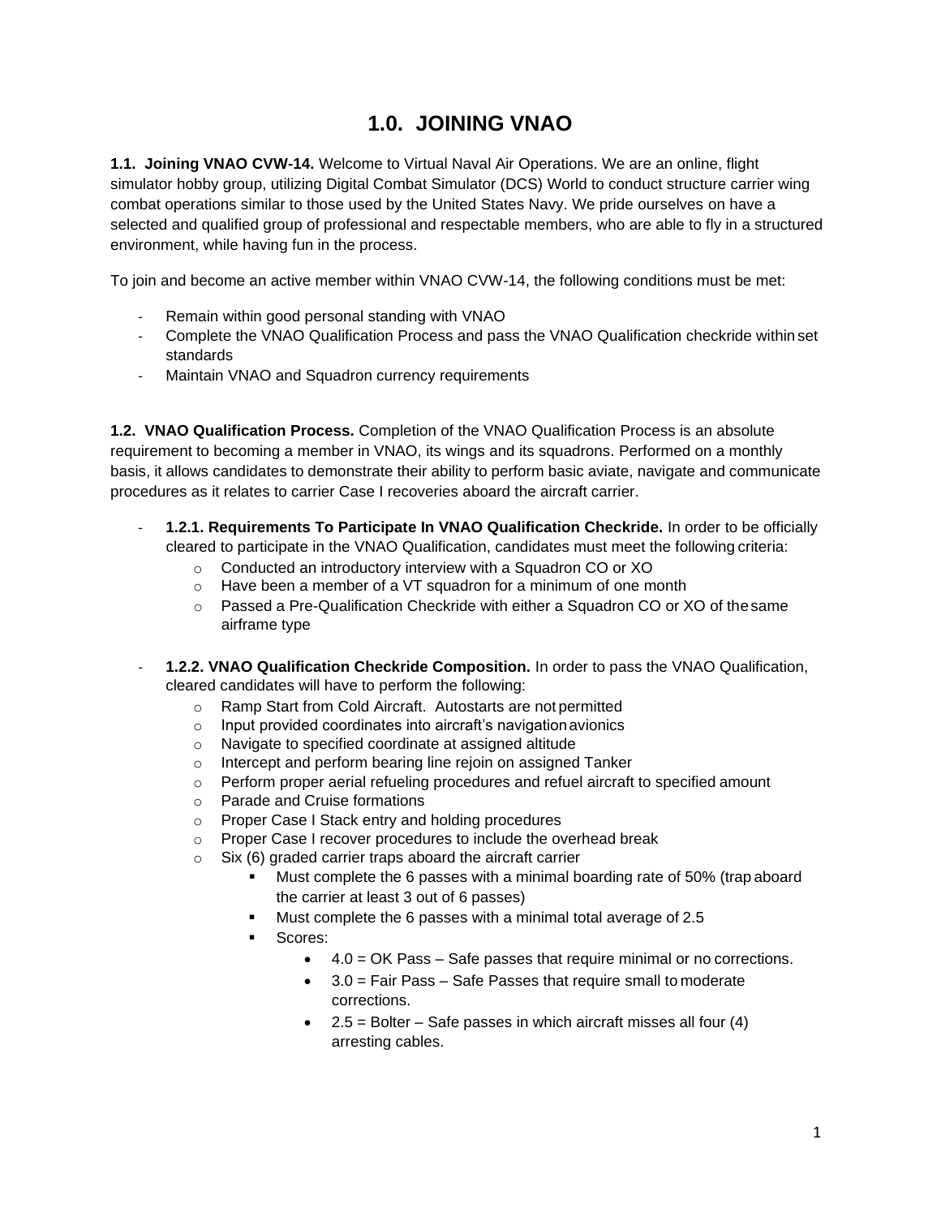# 1.0. JOINING VNAO

**1.1. Joining VNAO CVW-14.** Welcome to Virtual Naval Air Operations. We are an online, flight simulator hobby group, utilizing Digital Combat Simulator (DCS) World to conduct structure carrier wing combat operations similar to those used by the United States Navy. We pride ourselves on have a selected and qualified group of professional and respectable members, who are able to fly in a structured environment, while having fun in the process.

To join and become an active member within VNAO CVW-14, the following conditions must be met:

- Remain within good personal standing with VNAO
- Complete the VNAO Qualification Process and pass the VNAO Qualification checkride within set standards
- Maintain VNAO and Squadron currency requirements

**1.2. VNAO Qualification Process.** Completion of the VNAO Qualification Process is an absolute requirement to becoming a member in VNAO, its wings and its squadrons. Performed on a monthly basis, it allows candidates to demonstrate their ability to perform basic aviate, navigate and communicate procedures as it relates to carrier Case I recoveries aboard the aircraft carrier.

- **1.2.1. Requirements To Participate In VNAO Qualification Checkride.** In order to be officially cleared to participate in the VNAO Qualification, candidates must meet the following criteria:
  - Conducted an introductory interview with a Squadron CO or XO
  - Have been a member of a VT squadron for a minimum of one month
  - Passed a Pre-Qualification Checkride with either a Squadron CO or XO of the same airframe type

- **1.2.2. VNAO Qualification Checkride Composition.** In order to pass the VNAO Qualification, cleared candidates will have to perform the following:
  - Ramp Start from Cold Aircraft. Autostarts are not permitted
  - Input provided coordinates into aircraft's navigation avionics
  - Navigate to specified coordinate at assigned altitude
  - Intercept and perform bearing line rejoin on assigned Tanker
  - Perform proper aerial refueling procedures and refuel aircraft to specified amount
  - Parade and Cruise formations
  - Proper Case I Stack entry and holding procedures
  - Proper Case I recover procedures to include the overhead break
  - Six (6) graded carrier traps aboard the aircraft carrier
    - Must complete the 6 passes with a minimal boarding rate of 50% (trap aboard the carrier at least 3 out of 6 passes)
    - Must complete the 6 passes with a minimal total average of 2.5
    - Scores:
      - 4.0 = OK Pass – Safe passes that require minimal or no corrections.
      - 3.0 = Fair Pass – Safe Passes that require small to moderate corrections.
      - 2.5 = Bolter – Safe passes in which aircraft misses all four (4) arresting cables.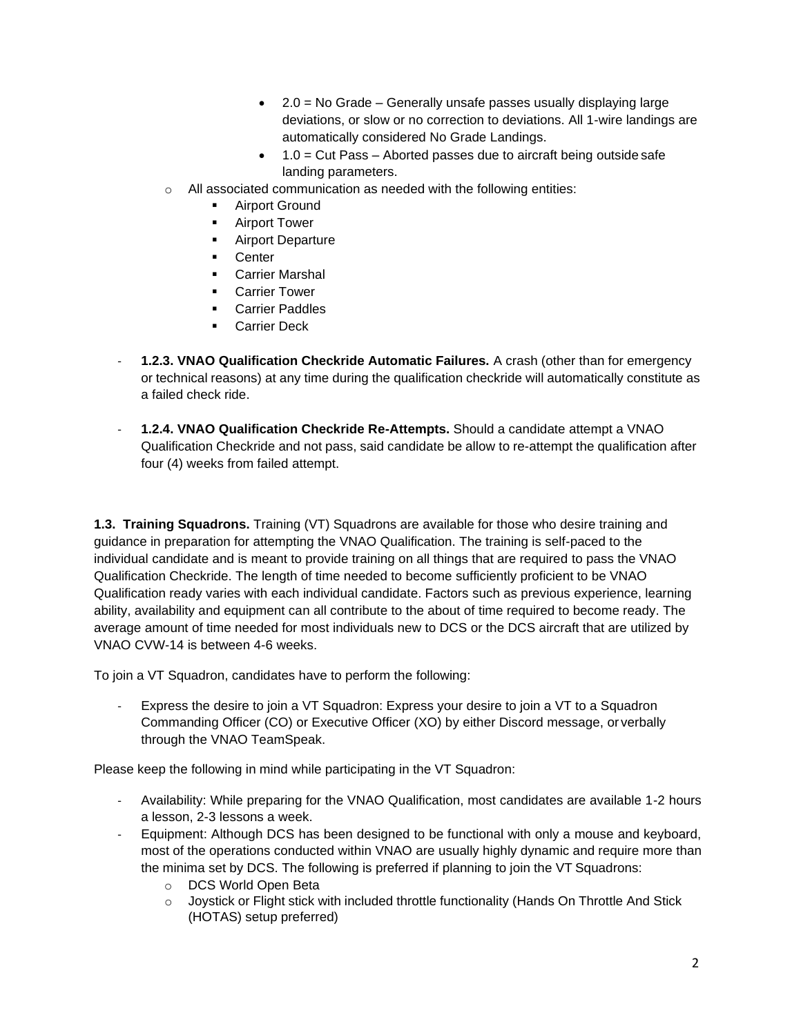- 2.0 = No Grade – Generally unsafe passes usually displaying large deviations, or slow or no correction to deviations. All 1-wire landings are automatically considered No Grade Landings.
        - 1.0 = Cut Pass – Aborted passes due to aircraft being outside safe landing parameters.
    - All associated communication as needed with the following entities:
        - Airport Ground
        - Airport Tower
        - Airport Departure
        - Center
        - Carrier Marshal
        - Carrier Tower
        - Carrier Paddles
        - Carrier Deck

- **1.2.3. VNAO Qualification Checkride Automatic Failures.** A crash (other than for emergency or technical reasons) at any time during the qualification checkride will automatically constitute as a failed check ride.

- **1.2.4. VNAO Qualification Checkride Re-Attempts.** Should a candidate attempt a VNAO Qualification Checkride and not pass, said candidate be allow to re-attempt the qualification after four (4) weeks from failed attempt.

**1.3. Training Squadrons.** Training (VT) Squadrons are available for those who desire training and guidance in preparation for attempting the VNAO Qualification. The training is self-paced to the individual candidate and is meant to provide training on all things that are required to pass the VNAO Qualification Checkride. The length of time needed to become sufficiently proficient to be VNAO Qualification ready varies with each individual candidate. Factors such as previous experience, learning ability, availability and equipment can all contribute to the about of time required to become ready. The average amount of time needed for most individuals new to DCS or the DCS aircraft that are utilized by VNAO CVW-14 is between 4-6 weeks.

To join a VT Squadron, candidates have to perform the following:

- Express the desire to join a VT Squadron: Express your desire to join a VT to a Squadron Commanding Officer (CO) or Executive Officer (XO) by either Discord message, or verbally through the VNAO TeamSpeak.

Please keep the following in mind while participating in the VT Squadron:

- Availability: While preparing for the VNAO Qualification, most candidates are available 1-2 hours a lesson, 2-3 lessons a week.
- Equipment: Although DCS has been designed to be functional with only a mouse and keyboard, most of the operations conducted within VNAO are usually highly dynamic and require more than the minima set by DCS. The following is preferred if planning to join the VT Squadrons:
    - DCS World Open Beta
    - Joystick or Flight stick with included throttle functionality (Hands On Throttle And Stick (HOTAS) setup preferred)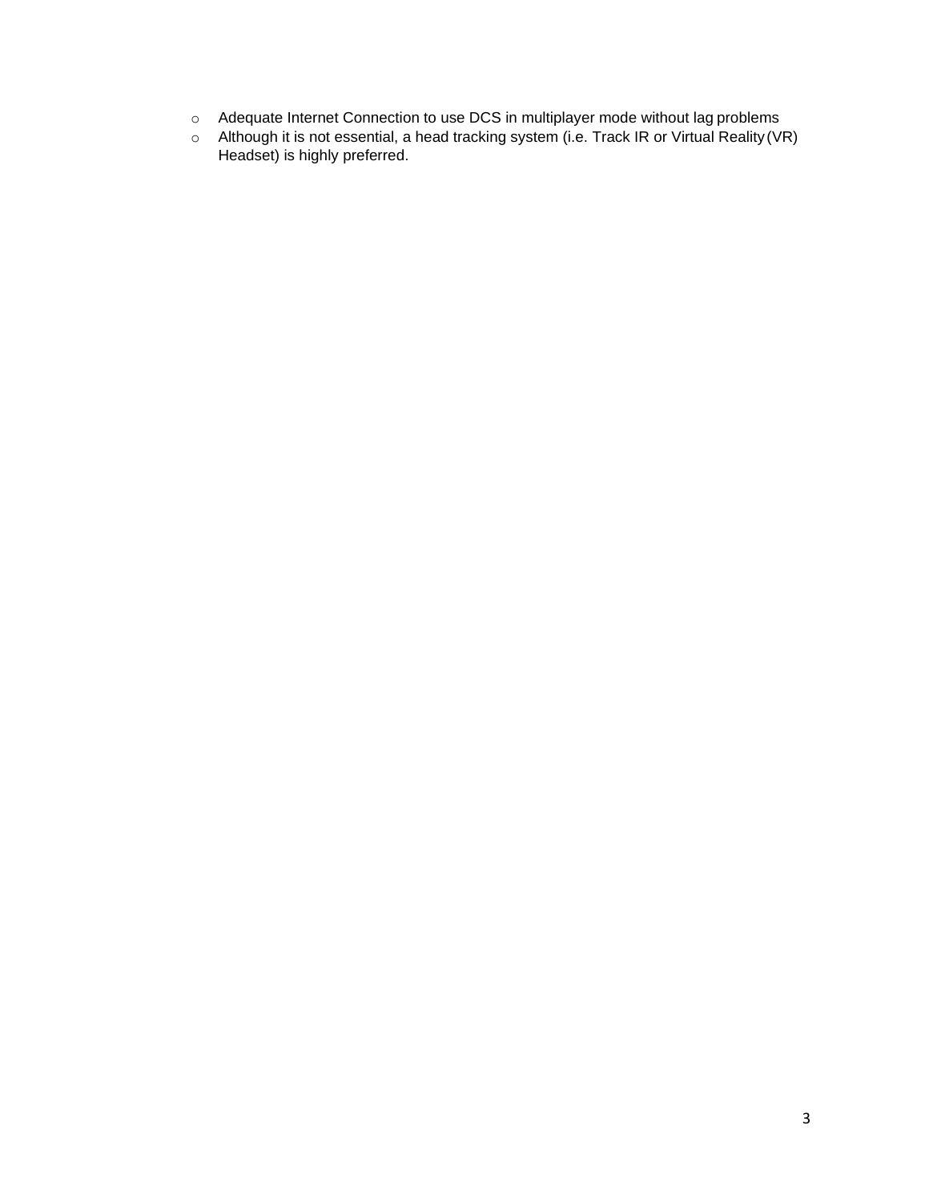- Adequate Internet Connection to use DCS in multiplayer mode without lag problems
- Although it is not essential, a head tracking system (i.e. Track IR or Virtual Reality (VR) Headset) is highly preferred.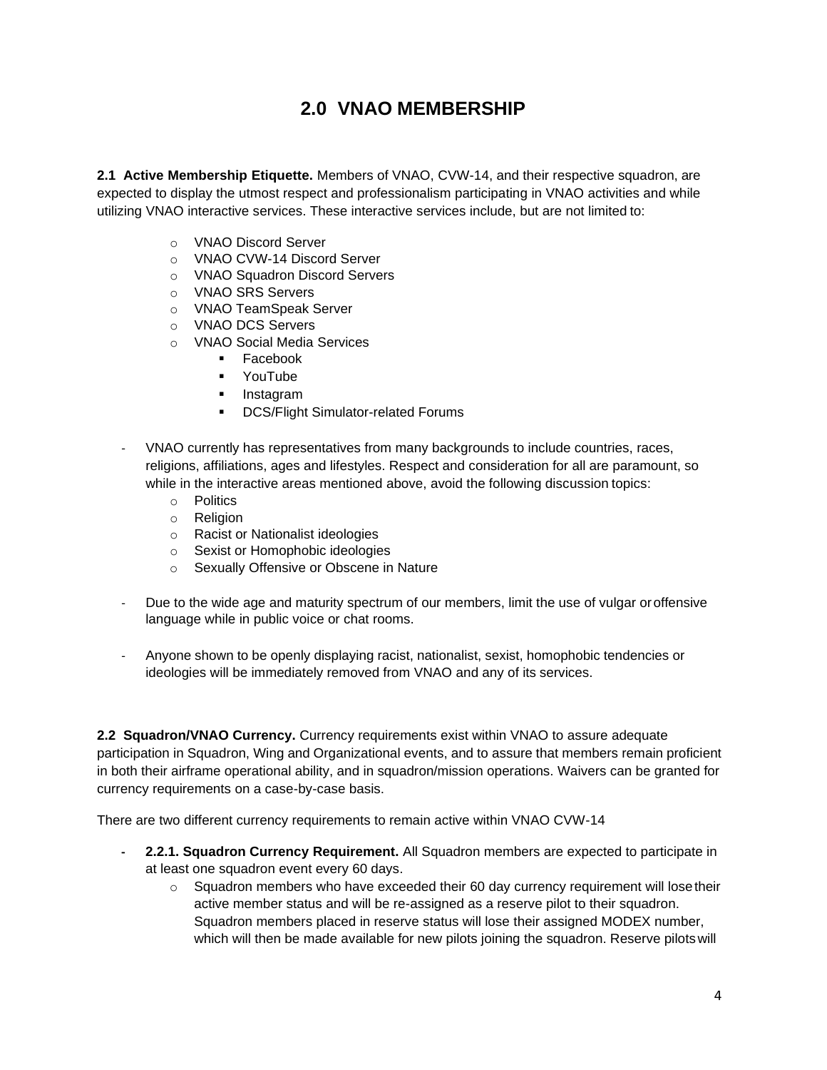# 2.0 VNAO MEMBERSHIP

**2.1 Active Membership Etiquette.** Members of VNAO, CVW-14, and their respective squadron, are expected to display the utmost respect and professionalism participating in VNAO activities and while utilizing VNAO interactive services. These interactive services include, but are not limited to:

- VNAO Discord Server
- VNAO CVW-14 Discord Server
- VNAO Squadron Discord Servers
- VNAO SRS Servers
- VNAO TeamSpeak Server
- VNAO DCS Servers
- VNAO Social Media Services
    - Facebook
    - YouTube
    - Instagram
    - DCS/Flight Simulator-related Forums

- VNAO currently has representatives from many backgrounds to include countries, races, religions, affiliations, ages and lifestyles. Respect and consideration for all are paramount, so while in the interactive areas mentioned above, avoid the following discussion topics:
    - Politics
    - Religion
    - Racist or Nationalist ideologies
    - Sexist or Homophobic ideologies
    - Sexually Offensive or Obscene in Nature

- Due to the wide age and maturity spectrum of our members, limit the use of vulgar or offensive language while in public voice or chat rooms.

- Anyone shown to be openly displaying racist, nationalist, sexist, homophobic tendencies or ideologies will be immediately removed from VNAO and any of its services.

**2.2 Squadron/VNAO Currency.** Currency requirements exist within VNAO to assure adequate participation in Squadron, Wing and Organizational events, and to assure that members remain proficient in both their airframe operational ability, and in squadron/mission operations. Waivers can be granted for currency requirements on a case-by-case basis.

There are two different currency requirements to remain active within VNAO CVW-14

- **2.2.1. Squadron Currency Requirement.** All Squadron members are expected to participate in at least one squadron event every 60 days.
    - Squadron members who have exceeded their 60 day currency requirement will lose their active member status and will be re-assigned as a reserve pilot to their squadron. Squadron members placed in reserve status will lose their assigned MODEX number, which will then be made available for new pilots joining the squadron. Reserve pilots will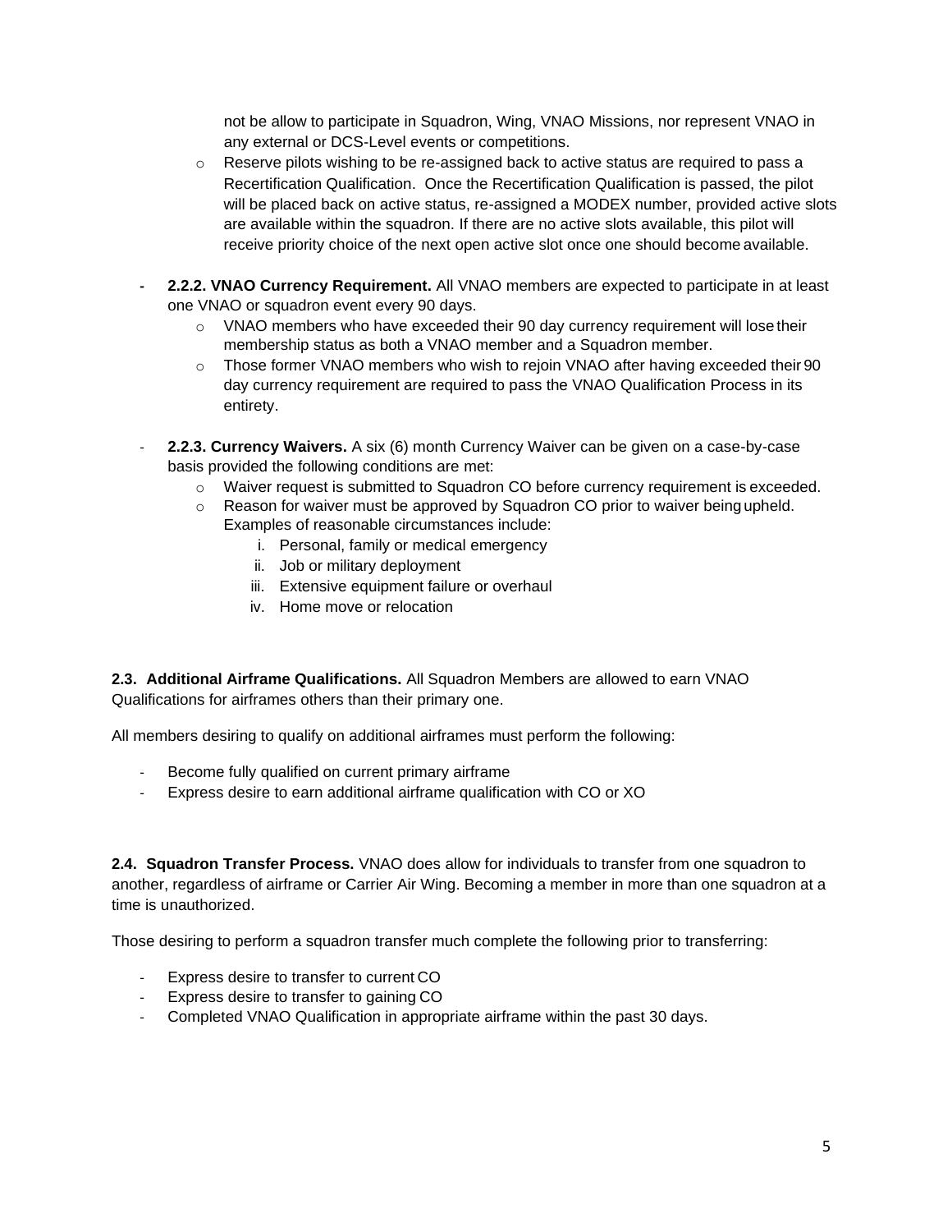- not be allow to participate in Squadron, Wing, VNAO Missions, nor represent VNAO in any external or DCS-Level events or competitions.
  - Reserve pilots wishing to be re-assigned back to active status are required to pass a Recertification Qualification. Once the Recertification Qualification is passed, the pilot will be placed back on active status, re-assigned a MODEX number, provided active slots are available within the squadron. If there are no active slots available, this pilot will receive priority choice of the next open active slot once one should become available.

- **2.2.2. VNAO Currency Requirement.** All VNAO members are expected to participate in at least one VNAO or squadron event every 90 days.
  - VNAO members who have exceeded their 90 day currency requirement will lose their membership status as both a VNAO member and a Squadron member.
  - Those former VNAO members who wish to rejoin VNAO after having exceeded their 90 day currency requirement are required to pass the VNAO Qualification Process in its entirety.

- **2.2.3. Currency Waivers.** A six (6) month Currency Waiver can be given on a case-by-case basis provided the following conditions are met:
  - Waiver request is submitted to Squadron CO before currency requirement is exceeded.
  - Reason for waiver must be approved by Squadron CO prior to waiver being upheld. Examples of reasonable circumstances include:
    1. Personal, family or medical emergency
    2. Job or military deployment
    3. Extensive equipment failure or overhaul
    4. Home move or relocation

**2.3. Additional Airframe Qualifications.** All Squadron Members are allowed to earn VNAO Qualifications for airframes others than their primary one.

All members desiring to qualify on additional airframes must perform the following:

- Become fully qualified on current primary airframe
- Express desire to earn additional airframe qualification with CO or XO

**2.4. Squadron Transfer Process.** VNAO does allow for individuals to transfer from one squadron to another, regardless of airframe or Carrier Air Wing. Becoming a member in more than one squadron at a time is unauthorized.

Those desiring to perform a squadron transfer much complete the following prior to transferring:

- Express desire to transfer to current CO
- Express desire to transfer to gaining CO
- Completed VNAO Qualification in appropriate airframe within the past 30 days.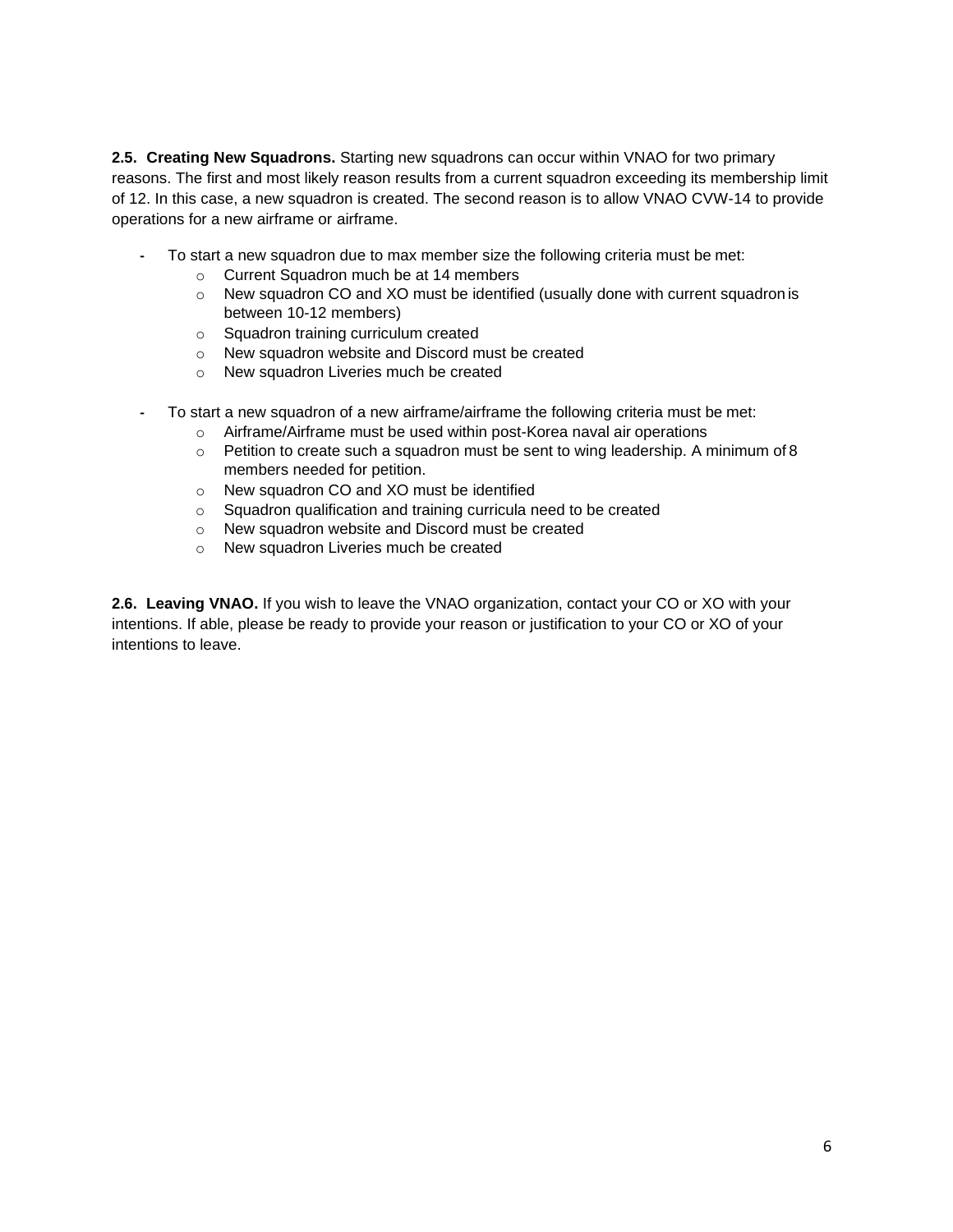**2.5. Creating New Squadrons.** Starting new squadrons can occur within VNAO for two primary reasons. The first and most likely reason results from a current squadron exceeding its membership limit of 12. In this case, a new squadron is created. The second reason is to allow VNAO CVW-14 to provide operations for a new airframe or airframe.

- To start a new squadron due to max member size the following criteria must be met:
  - Current Squadron much be at 14 members
  - New squadron CO and XO must be identified (usually done with current squadron is between 10-12 members)
  - Squadron training curriculum created
  - New squadron website and Discord must be created
  - New squadron Liveries much be created

- To start a new squadron of a new airframe/airframe the following criteria must be met:
  - Airframe/Airframe must be used within post-Korea naval air operations
  - Petition to create such a squadron must be sent to wing leadership. A minimum of 8 members needed for petition.
  - New squadron CO and XO must be identified
  - Squadron qualification and training curricula need to be created
  - New squadron website and Discord must be created
  - New squadron Liveries much be created

**2.6. Leaving VNAO.** If you wish to leave the VNAO organization, contact your CO or XO with your intentions. If able, please be ready to provide your reason or justification to your CO or XO of your intentions to leave.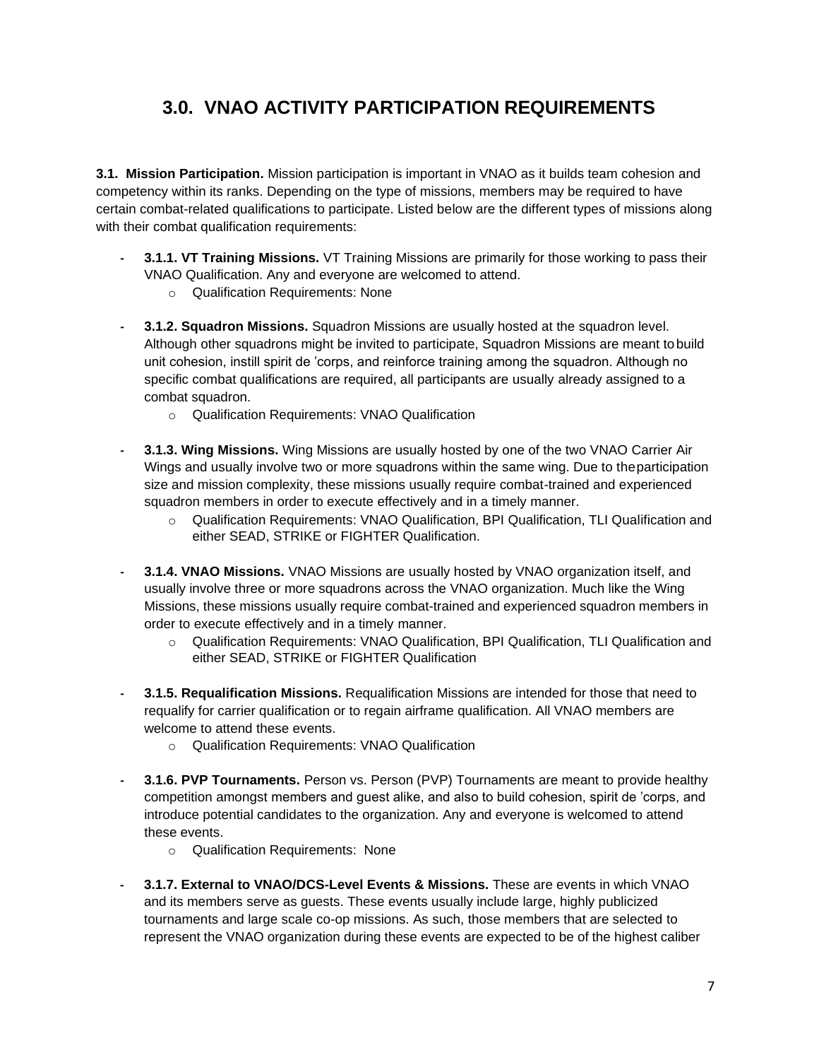## 3.0. VNAO ACTIVITY PARTICIPATION REQUIREMENTS

**3.1. Mission Participation.** Mission participation is important in VNAO as it builds team cohesion and competency within its ranks. Depending on the type of missions, members may be required to have certain combat-related qualifications to participate. Listed below are the different types of missions along with their combat qualification requirements:

- **3.1.1. VT Training Missions.** VT Training Missions are primarily for those working to pass their VNAO Qualification. Any and everyone are welcomed to attend.
  - Qualification Requirements: None

- **3.1.2. Squadron Missions.** Squadron Missions are usually hosted at the squadron level. Although other squadrons might be invited to participate, Squadron Missions are meant to build unit cohesion, instill spirit de 'corps, and reinforce training among the squadron. Although no specific combat qualifications are required, all participants are usually already assigned to a combat squadron.
  - Qualification Requirements: VNAO Qualification

- **3.1.3. Wing Missions.** Wing Missions are usually hosted by one of the two VNAO Carrier Air Wings and usually involve two or more squadrons within the same wing. Due to the participation size and mission complexity, these missions usually require combat-trained and experienced squadron members in order to execute effectively and in a timely manner.
  - Qualification Requirements: VNAO Qualification, BPI Qualification, TLI Qualification and either SEAD, STRIKE or FIGHTER Qualification.

- **3.1.4. VNAO Missions.** VNAO Missions are usually hosted by VNAO organization itself, and usually involve three or more squadrons across the VNAO organization. Much like the Wing Missions, these missions usually require combat-trained and experienced squadron members in order to execute effectively and in a timely manner.
  - Qualification Requirements: VNAO Qualification, BPI Qualification, TLI Qualification and either SEAD, STRIKE or FIGHTER Qualification

- **3.1.5. Requalification Missions.** Requalification Missions are intended for those that need to requalify for carrier qualification or to regain airframe qualification. All VNAO members are welcome to attend these events.
  - Qualification Requirements: VNAO Qualification

- **3.1.6. PVP Tournaments.** Person vs. Person (PVP) Tournaments are meant to provide healthy competition amongst members and guest alike, and also to build cohesion, spirit de 'corps, and introduce potential candidates to the organization. Any and everyone is welcomed to attend these events.
  - Qualification Requirements: None

- **3.1.7. External to VNAO/DCS-Level Events & Missions.** These are events in which VNAO and its members serve as guests. These events usually include large, highly publicized tournaments and large scale co-op missions. As such, those members that are selected to represent the VNAO organization during these events are expected to be of the highest caliber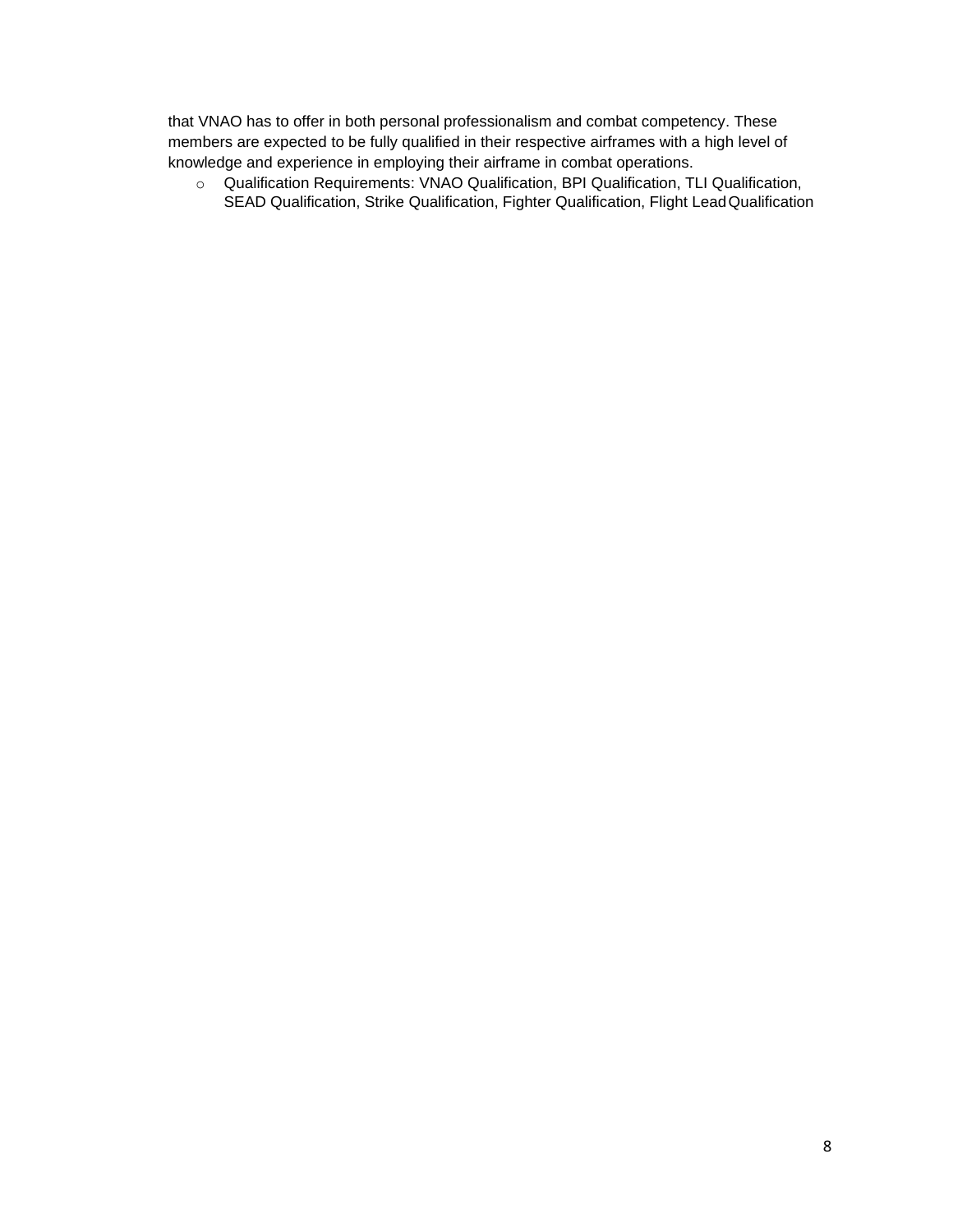that VNAO has to offer in both personal professionalism and combat competency. These members are expected to be fully qualified in their respective airframes with a high level of knowledge and experience in employing their airframe in combat operations.

- Qualification Requirements: VNAO Qualification, BPI Qualification, TLI Qualification, SEAD Qualification, Strike Qualification, Fighter Qualification, Flight Lead Qualification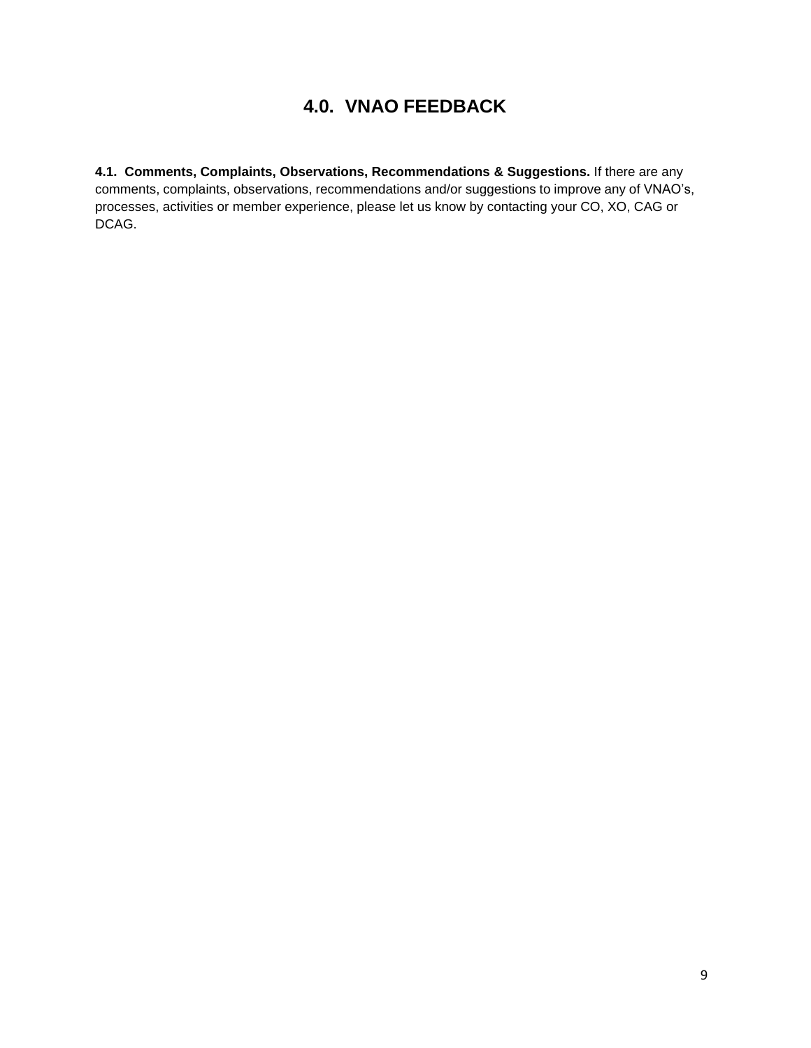## 4.0. VNAO FEEDBACK

**4.1. Comments, Complaints, Observations, Recommendations & Suggestions.** If there are any comments, complaints, observations, recommendations and/or suggestions to improve any of VNAO's, processes, activities or member experience, please let us know by contacting your CO, XO, CAG or DCAG.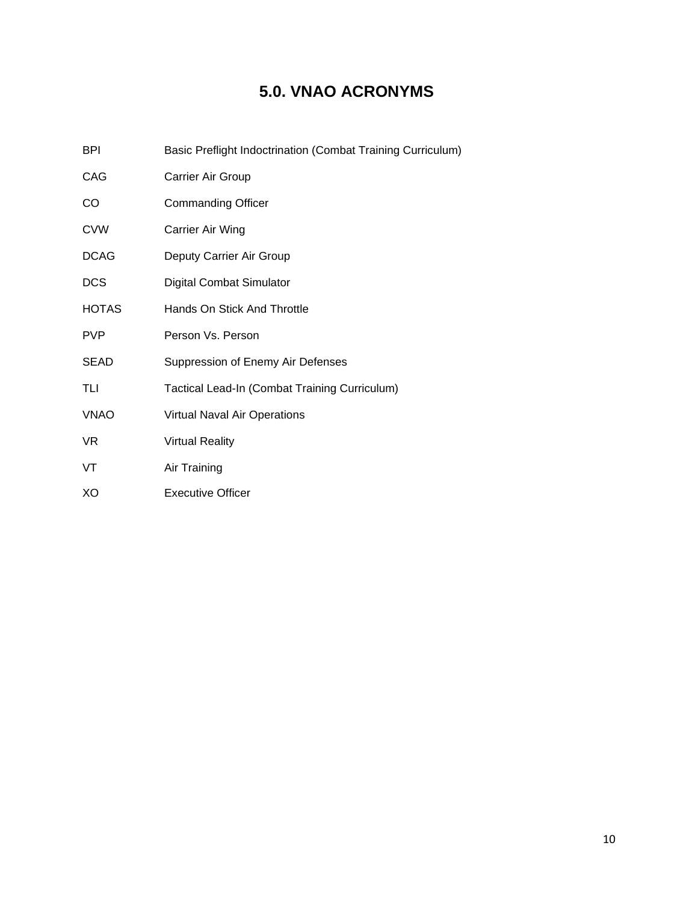# 5.0. VNAO ACRONYMS

| | |
|---|---|
| BPI | Basic Preflight Indoctrination (Combat Training Curriculum) |
| CAG | Carrier Air Group |
| CO | Commanding Officer |
| CVW | Carrier Air Wing |
| DCAG | Deputy Carrier Air Group |
| DCS | Digital Combat Simulator |
| HOTAS | Hands On Stick And Throttle |
| PVP | Person Vs. Person |
| SEAD | Suppression of Enemy Air Defenses |
| TLI | Tactical Lead-In (Combat Training Curriculum) |
| VNAO | Virtual Naval Air Operations |
| VR | Virtual Reality |
| VT | Air Training |
| XO | Executive Officer |